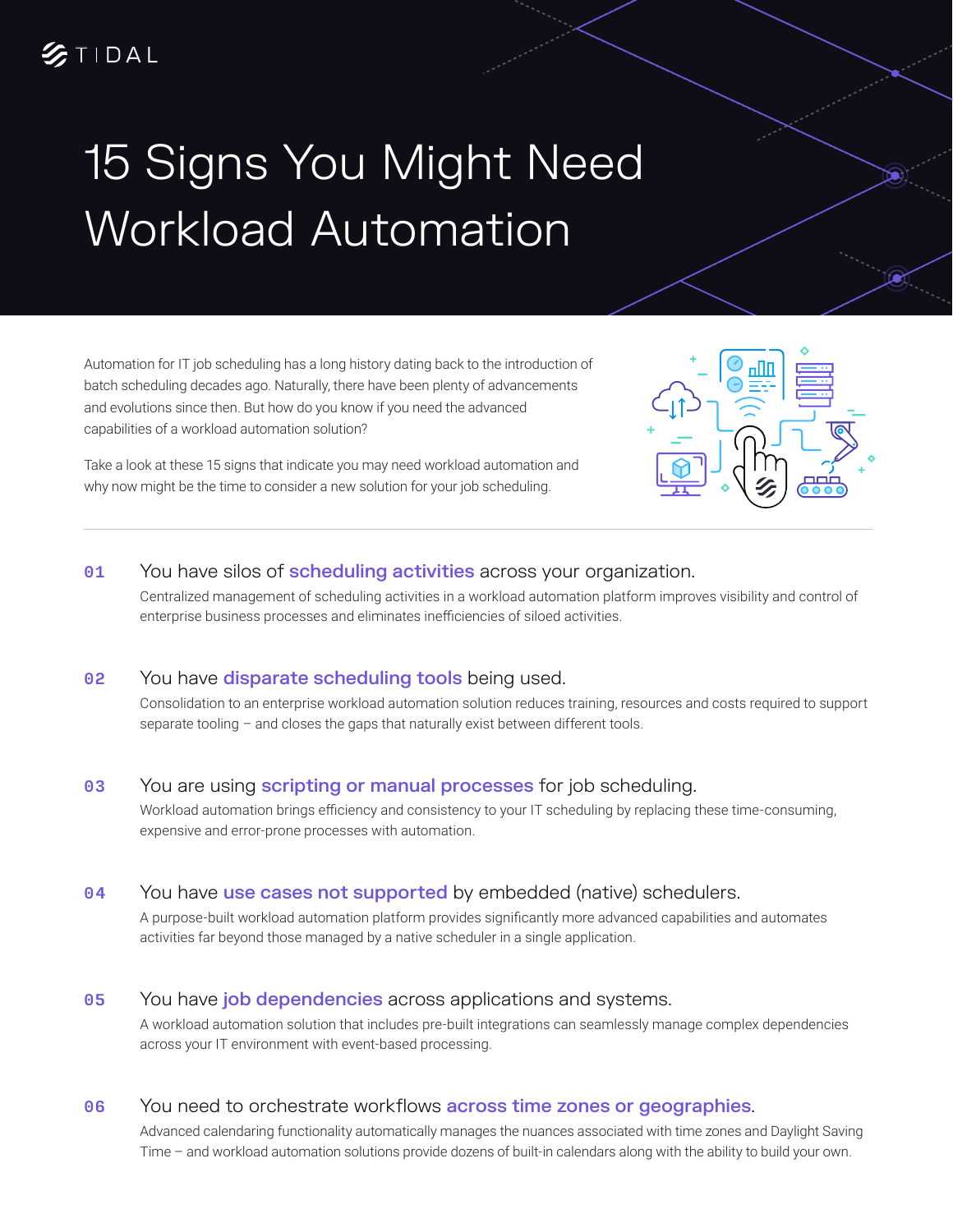TIDAL

# 15 Signs You Might Need Workload Automation

Automation for IT job scheduling has a long history dating back to the introduction of batch scheduling decades ago. Naturally, there have been plenty of advancements and evolutions since then. But how do you know if you need the advanced capabilities of a workload automation solution?

Take a look at these 15 signs that indicate you may need workload automation and why now might be the time to consider a new solution for your job scheduling.

---

**01** You have silos of **scheduling activities** across your organization.

Centralized management of scheduling activities in a workload automation platform improves visibility and control of enterprise business processes and eliminates inefficiencies of siloed activities.

**02** You have **disparate scheduling tools** being used.

Consolidation to an enterprise workload automation solution reduces training, resources and costs required to support separate tooling – and closes the gaps that naturally exist between different tools.

**03** You are using **scripting or manual processes** for job scheduling.

Workload automation brings efficiency and consistency to your IT scheduling by replacing these time-consuming, expensive and error-prone processes with automation.

**04** You have **use cases not supported** by embedded (native) schedulers.

A purpose-built workload automation platform provides significantly more advanced capabilities and automates activities far beyond those managed by a native scheduler in a single application.

**05** You have **job dependencies** across applications and systems.

A workload automation solution that includes pre-built integrations can seamlessly manage complex dependencies across your IT environment with event-based processing.

**06** You need to orchestrate workflows **across time zones or geographies**.

Advanced calendaring functionality automatically manages the nuances associated with time zones and Daylight Saving Time – and workload automation solutions provide dozens of built-in calendars along with the ability to build your own.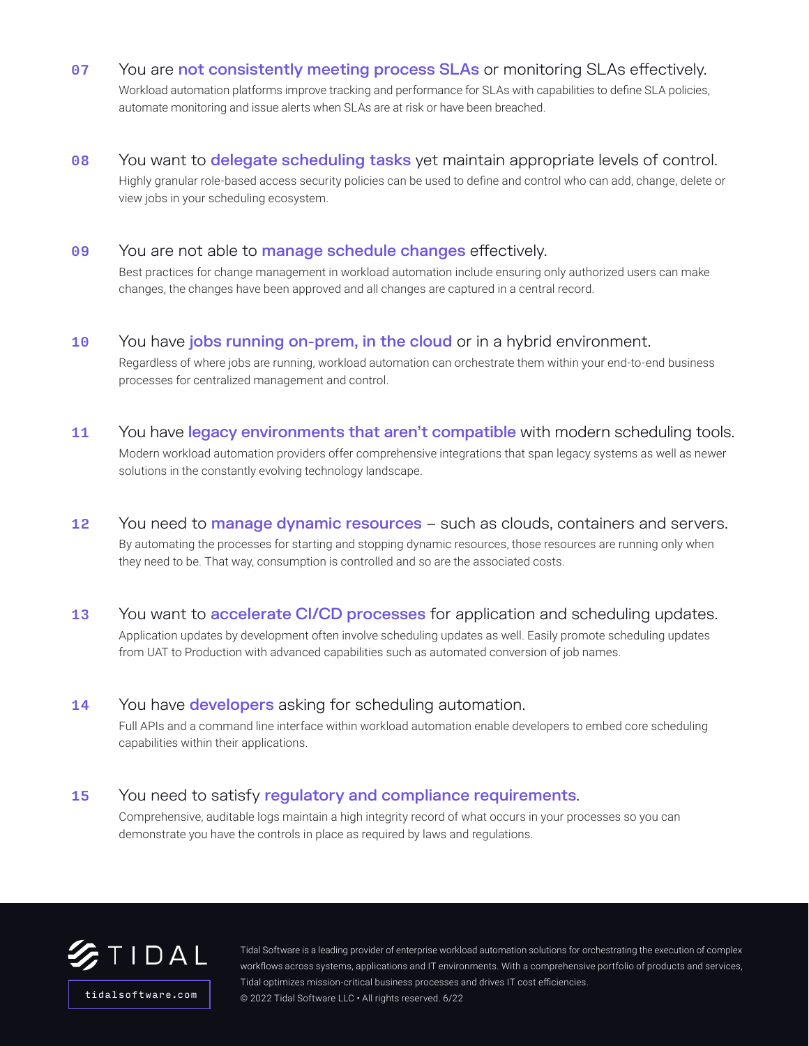**07** You are **not consistently meeting process SLAs** or monitoring SLAs effectively.

Workload automation platforms improve tracking and performance for SLAs with capabilities to define SLA policies, automate monitoring and issue alerts when SLAs are at risk or have been breached.

**08** You want to **delegate scheduling tasks** yet maintain appropriate levels of control.

Highly granular role-based access security policies can be used to define and control who can add, change, delete or view jobs in your scheduling ecosystem.

**09** You are not able to **manage schedule changes** effectively.

Best practices for change management in workload automation include ensuring only authorized users can make changes, the changes have been approved and all changes are captured in a central record.

**10** You have **jobs running on-prem, in the cloud** or in a hybrid environment.

Regardless of where jobs are running, workload automation can orchestrate them within your end-to-end business processes for centralized management and control.

**11** You have **legacy environments that aren't compatible** with modern scheduling tools.

Modern workload automation providers offer comprehensive integrations that span legacy systems as well as newer solutions in the constantly evolving technology landscape.

**12** You need to **manage dynamic resources** – such as clouds, containers and servers.

By automating the processes for starting and stopping dynamic resources, those resources are running only when they need to be. That way, consumption is controlled and so are the associated costs.

**13** You want to **accelerate CI/CD processes** for application and scheduling updates.

Application updates by development often involve scheduling updates as well. Easily promote scheduling updates from UAT to Production with advanced capabilities such as automated conversion of job names.

**14** You have **developers** asking for scheduling automation.

Full APIs and a command line interface within workload automation enable developers to embed core scheduling capabilities within their applications.

**15** You need to satisfy **regulatory and compliance requirements**.

Comprehensive, auditable logs maintain a high integrity record of what occurs in your processes so you can demonstrate you have the controls in place as required by laws and regulations.

TIDAL

tidalsoftware.com

Tidal Software is a leading provider of enterprise workload automation solutions for orchestrating the execution of complex workflows across systems, applications and IT environments. With a comprehensive portfolio of products and services, Tidal optimizes mission-critical business processes and drives IT cost efficiencies.

© 2022 Tidal Software LLC • All rights reserved. 6/22